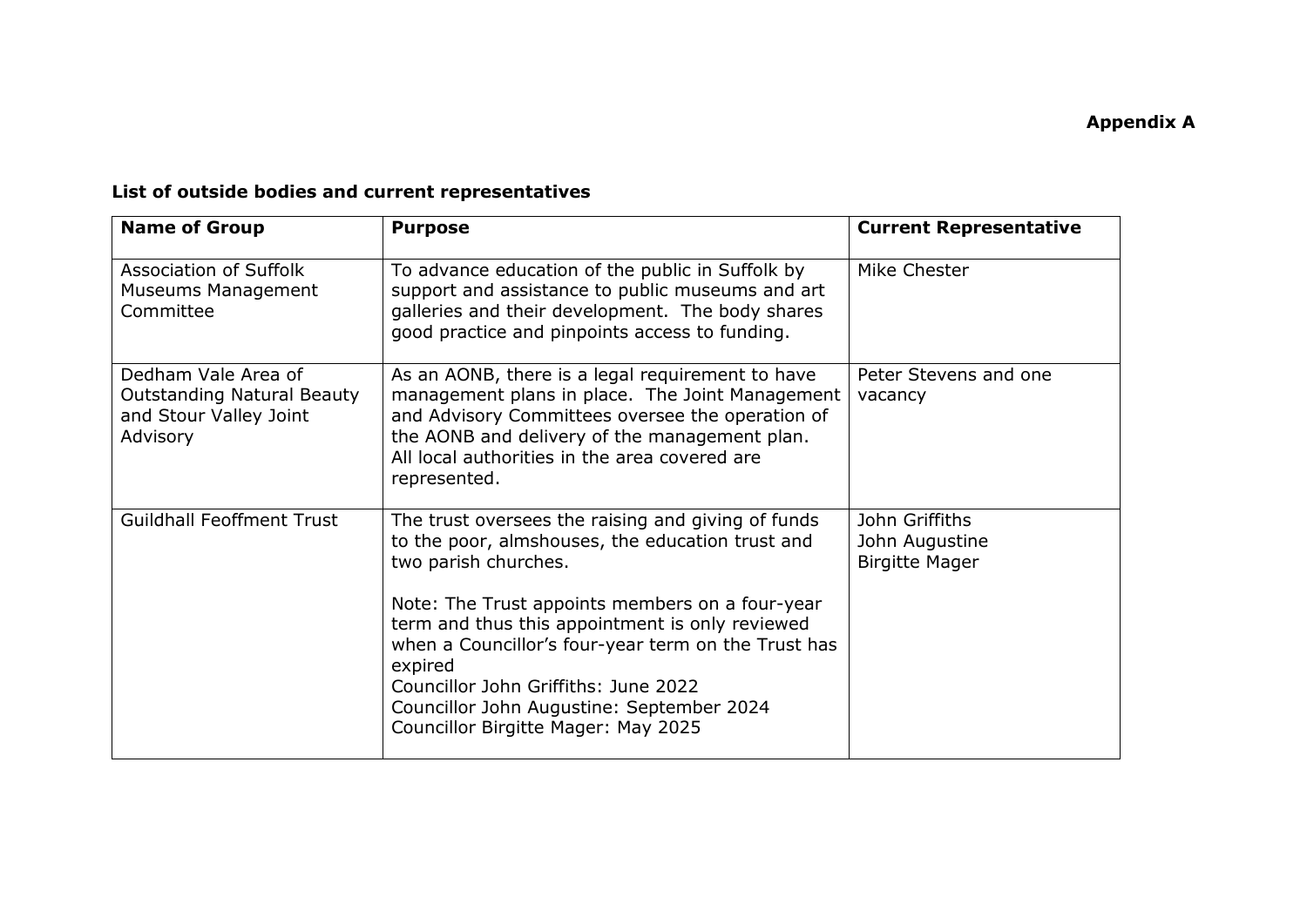**Appendix A**

**List of outside bodies and current representatives**

| **Name of Group** | **Purpose** | **Current Representative** |
|---|---|---|
| Association of Suffolk Museums Management Committee | To advance education of the public in Suffolk by support and assistance to public museums and art galleries and their development. The body shares good practice and pinpoints access to funding. | Mike Chester |
| Dedham Vale Area of Outstanding Natural Beauty and Stour Valley Joint Advisory | As an AONB, there is a legal requirement to have management plans in place. The Joint Management and Advisory Committees oversee the operation of the AONB and delivery of the management plan. All local authorities in the area covered are represented. | Peter Stevens and one vacancy |
| Guildhall Feoffment Trust | The trust oversees the raising and giving of funds to the poor, almshouses, the education trust and two parish churches.<br><br>Note: The Trust appoints members on a four-year term and thus this appointment is only reviewed when a Councillor's four-year term on the Trust has expired<br>Councillor John Griffiths: June 2022<br>Councillor John Augustine: September 2024<br>Councillor Birgitte Mager: May 2025 | John Griffiths<br>John Augustine<br>Birgitte Mager |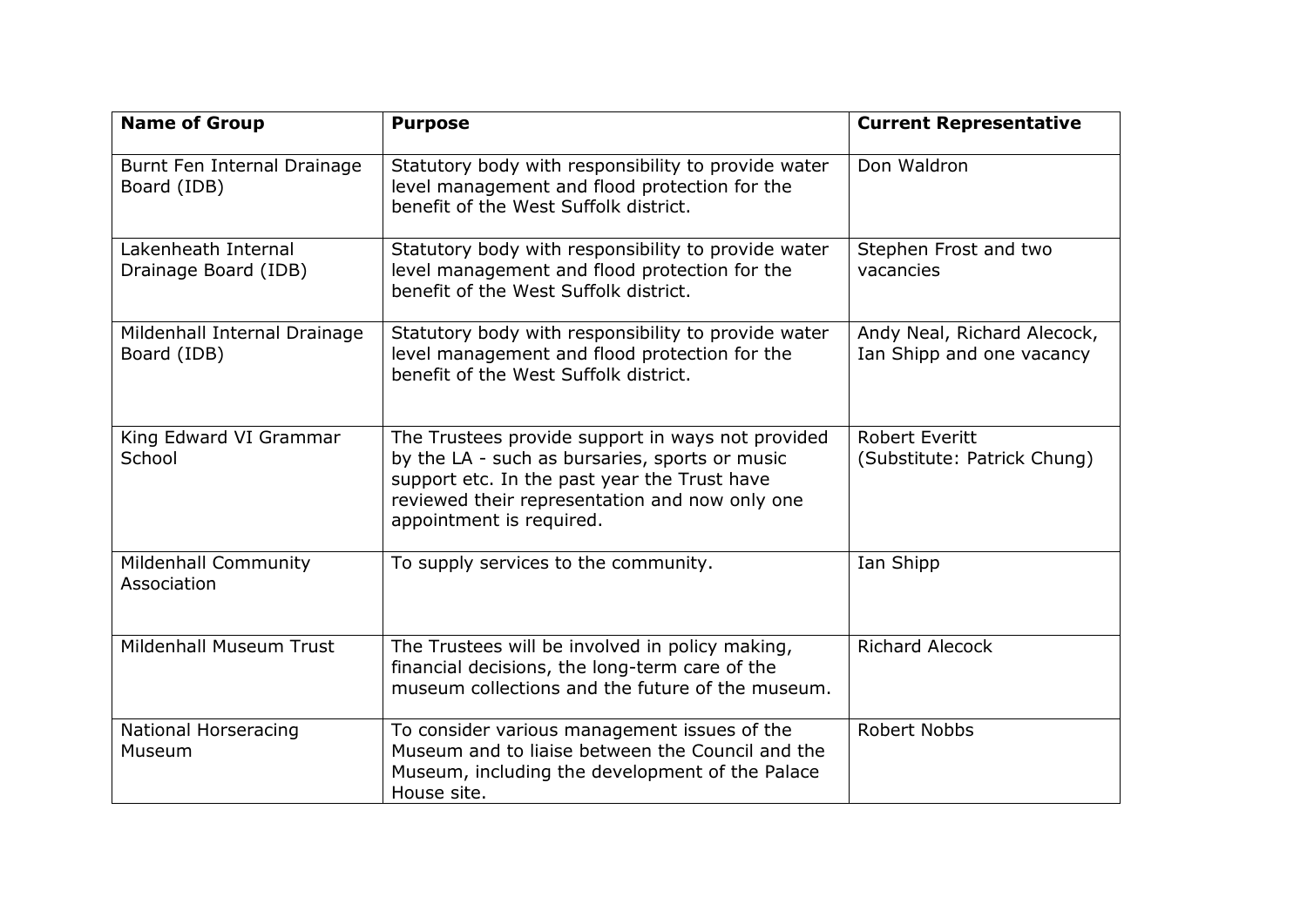| **Name of Group** | **Purpose** | **Current Representative** |
|---|---|---|
| Burnt Fen Internal Drainage Board (IDB) | Statutory body with responsibility to provide water level management and flood protection for the benefit of the West Suffolk district. | Don Waldron |
| Lakenheath Internal Drainage Board (IDB) | Statutory body with responsibility to provide water level management and flood protection for the benefit of the West Suffolk district. | Stephen Frost and two vacancies |
| Mildenhall Internal Drainage Board (IDB) | Statutory body with responsibility to provide water level management and flood protection for the benefit of the West Suffolk district. | Andy Neal, Richard Alecock, Ian Shipp and one vacancy |
| King Edward VI Grammar School | The Trustees provide support in ways not provided by the LA - such as bursaries, sports or music support etc. In the past year the Trust have reviewed their representation and now only one appointment is required. | Robert Everitt (Substitute: Patrick Chung) |
| Mildenhall Community Association | To supply services to the community. | Ian Shipp |
| Mildenhall Museum Trust | The Trustees will be involved in policy making, financial decisions, the long-term care of the museum collections and the future of the museum. | Richard Alecock |
| National Horseracing Museum | To consider various management issues of the Museum and to liaise between the Council and the Museum, including the development of the Palace House site. | Robert Nobbs |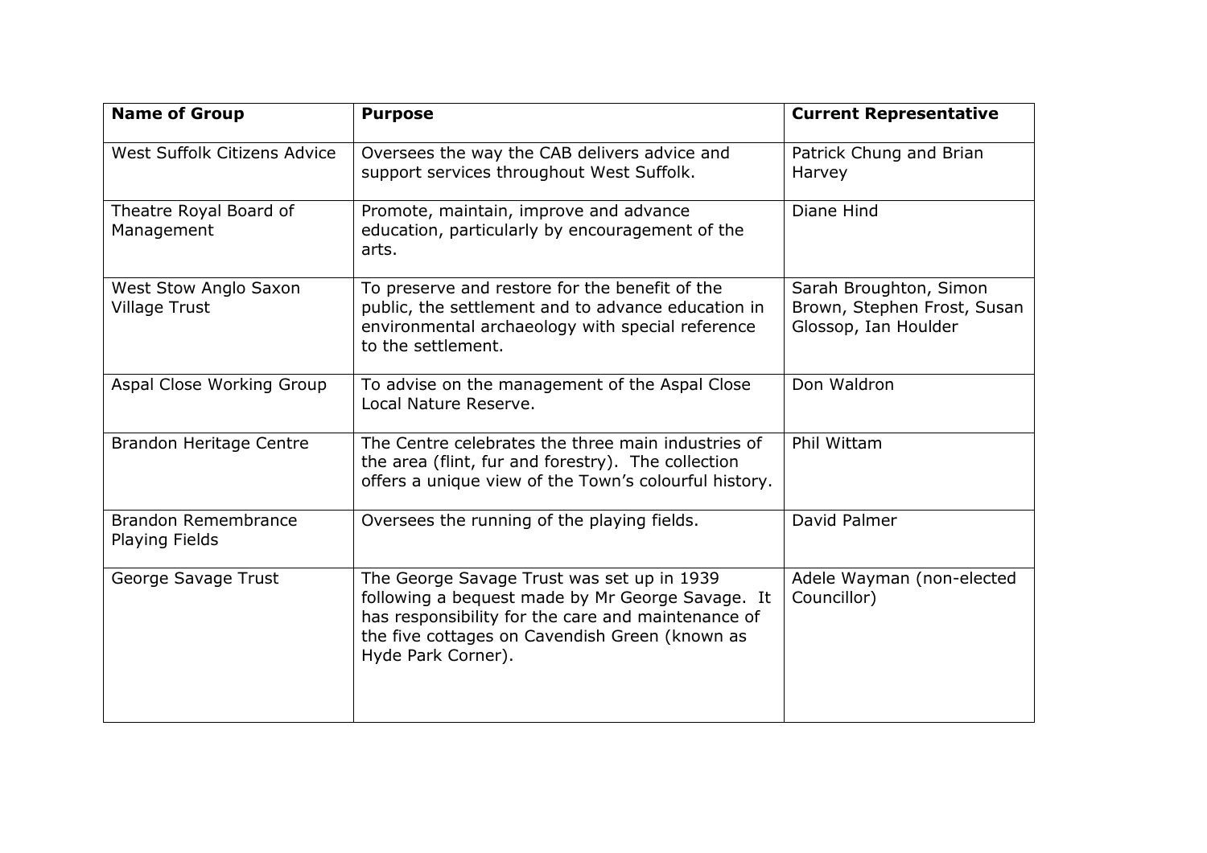| Name of Group | Purpose | Current Representative |
|---|---|---|
| West Suffolk Citizens Advice | Oversees the way the CAB delivers advice and support services throughout West Suffolk. | Patrick Chung and Brian Harvey |
| Theatre Royal Board of Management | Promote, maintain, improve and advance education, particularly by encouragement of the arts. | Diane Hind |
| West Stow Anglo Saxon Village Trust | To preserve and restore for the benefit of the public, the settlement and to advance education in environmental archaeology with special reference to the settlement. | Sarah Broughton, Simon Brown, Stephen Frost, Susan Glossop, Ian Houlder |
| Aspal Close Working Group | To advise on the management of the Aspal Close Local Nature Reserve. | Don Waldron |
| Brandon Heritage Centre | The Centre celebrates the three main industries of the area (flint, fur and forestry). The collection offers a unique view of the Town's colourful history. | Phil Wittam |
| Brandon Remembrance Playing Fields | Oversees the running of the playing fields. | David Palmer |
| George Savage Trust | The George Savage Trust was set up in 1939 following a bequest made by Mr George Savage. It has responsibility for the care and maintenance of the five cottages on Cavendish Green (known as Hyde Park Corner). | Adele Wayman (non-elected Councillor) |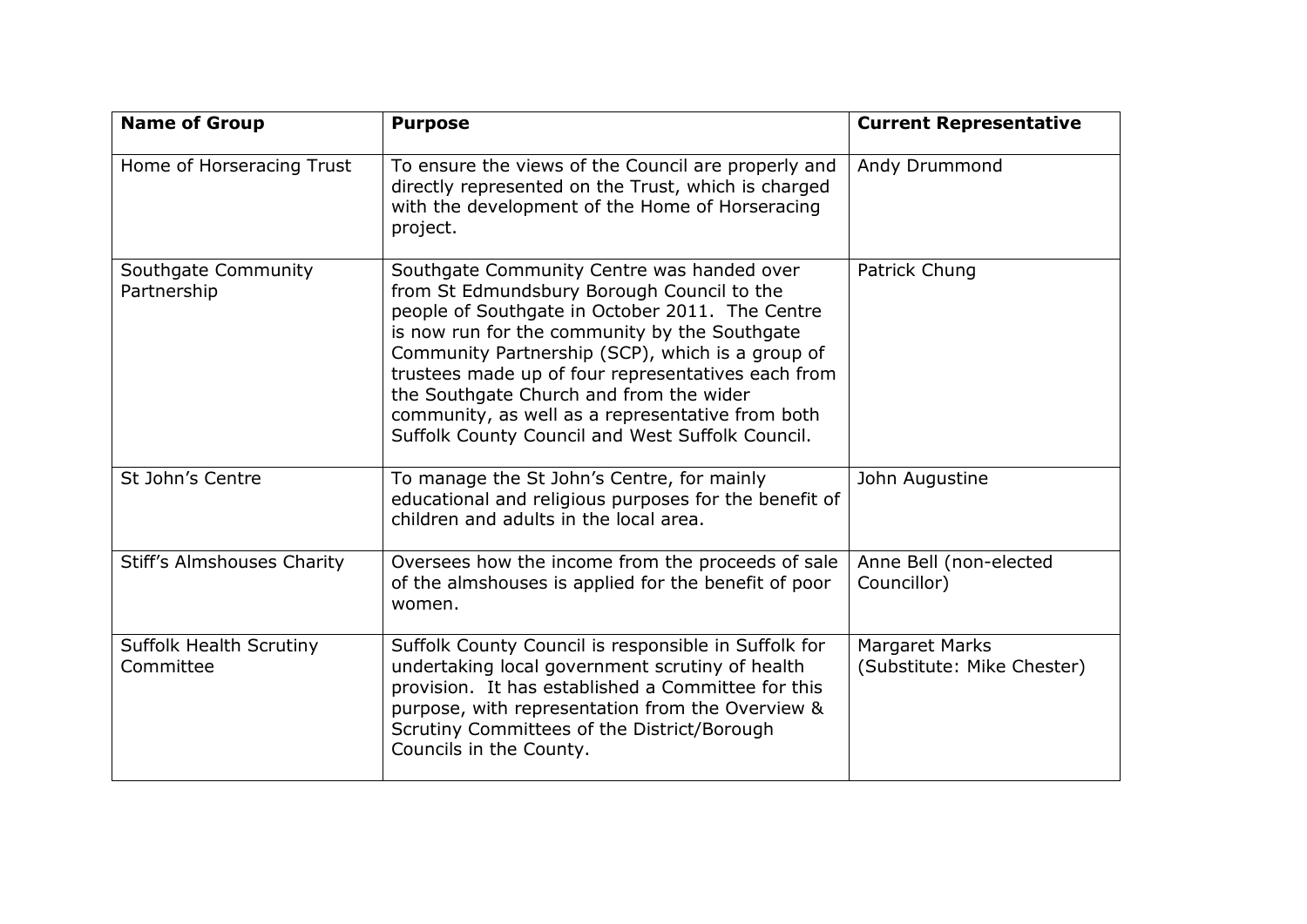| Name of Group | Purpose | Current Representative |
|---|---|---|
| Home of Horseracing Trust | To ensure the views of the Council are properly and directly represented on the Trust, which is charged with the development of the Home of Horseracing project. | Andy Drummond |
| Southgate Community Partnership | Southgate Community Centre was handed over from St Edmundsbury Borough Council to the people of Southgate in October 2011. The Centre is now run for the community by the Southgate Community Partnership (SCP), which is a group of trustees made up of four representatives each from the Southgate Church and from the wider community, as well as a representative from both Suffolk County Council and West Suffolk Council. | Patrick Chung |
| St John's Centre | To manage the St John's Centre, for mainly educational and religious purposes for the benefit of children and adults in the local area. | John Augustine |
| Stiff's Almshouses Charity | Oversees how the income from the proceeds of sale of the almshouses is applied for the benefit of poor women. | Anne Bell (non-elected Councillor) |
| Suffolk Health Scrutiny Committee | Suffolk County Council is responsible in Suffolk for undertaking local government scrutiny of health provision. It has established a Committee for this purpose, with representation from the Overview & Scrutiny Committees of the District/Borough Councils in the County. | Margaret Marks (Substitute: Mike Chester) |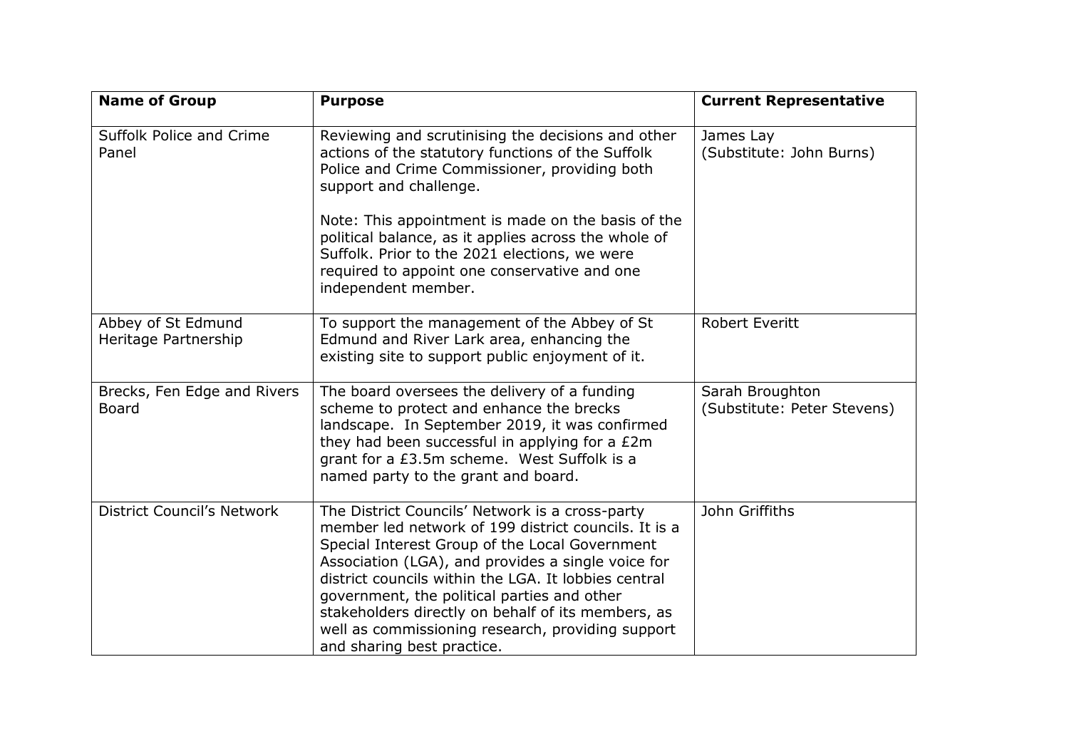| Name of Group | Purpose | Current Representative |
|---|---|---|
| Suffolk Police and Crime Panel | Reviewing and scrutinising the decisions and other actions of the statutory functions of the Suffolk Police and Crime Commissioner, providing both support and challenge.<br><br>Note: This appointment is made on the basis of the political balance, as it applies across the whole of Suffolk. Prior to the 2021 elections, we were required to appoint one conservative and one independent member. | James Lay<br>(Substitute: John Burns) |
| Abbey of St Edmund Heritage Partnership | To support the management of the Abbey of St Edmund and River Lark area, enhancing the existing site to support public enjoyment of it. | Robert Everitt |
| Brecks, Fen Edge and Rivers Board | The board oversees the delivery of a funding scheme to protect and enhance the brecks landscape. In September 2019, it was confirmed they had been successful in applying for a £2m grant for a £3.5m scheme. West Suffolk is a named party to the grant and board. | Sarah Broughton<br>(Substitute: Peter Stevens) |
| District Council's Network | The District Councils' Network is a cross-party member led network of 199 district councils. It is a Special Interest Group of the Local Government Association (LGA), and provides a single voice for district councils within the LGA. It lobbies central government, the political parties and other stakeholders directly on behalf of its members, as well as commissioning research, providing support and sharing best practice. | John Griffiths |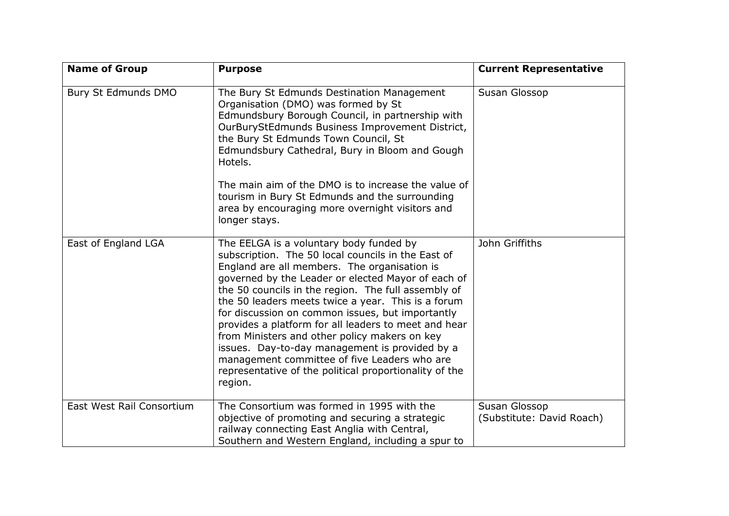| Name of Group | Purpose | Current Representative |
|---|---|---|
| Bury St Edmunds DMO | The Bury St Edmunds Destination Management Organisation (DMO) was formed by St Edmundsbury Borough Council, in partnership with OurBuryStEdmunds Business Improvement District, the Bury St Edmunds Town Council, St Edmundsbury Cathedral, Bury in Bloom and Gough Hotels.<br><br>The main aim of the DMO is to increase the value of tourism in Bury St Edmunds and the surrounding area by encouraging more overnight visitors and longer stays. | Susan Glossop |
| East of England LGA | The EELGA is a voluntary body funded by subscription. The 50 local councils in the East of England are all members. The organisation is governed by the Leader or elected Mayor of each of the 50 councils in the region. The full assembly of the 50 leaders meets twice a year. This is a forum for discussion on common issues, but importantly provides a platform for all leaders to meet and hear from Ministers and other policy makers on key issues. Day-to-day management is provided by a management committee of five Leaders who are representative of the political proportionality of the region. | John Griffiths |
| East West Rail Consortium | The Consortium was formed in 1995 with the objective of promoting and securing a strategic railway connecting East Anglia with Central, Southern and Western England, including a spur to | Susan Glossop<br>(Substitute: David Roach) |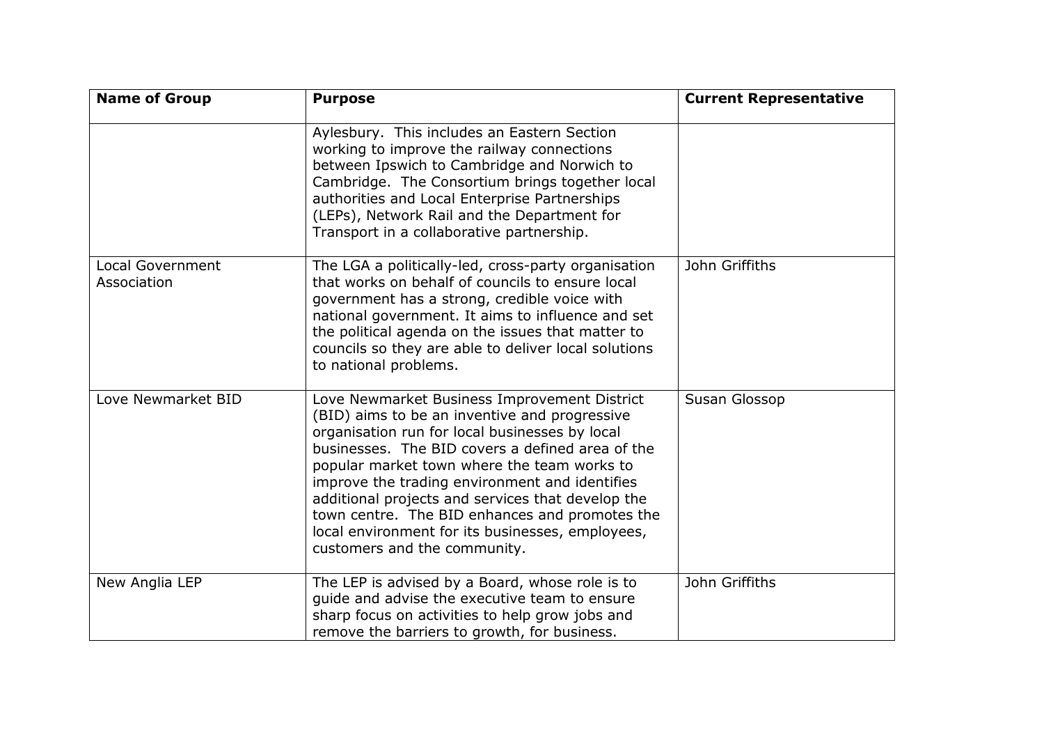| Name of Group | Purpose | Current Representative |
|---|---|---|
| | Aylesbury. This includes an Eastern Section working to improve the railway connections between Ipswich to Cambridge and Norwich to Cambridge. The Consortium brings together local authorities and Local Enterprise Partnerships (LEPs), Network Rail and the Department for Transport in a collaborative partnership. | |
| Local Government Association | The LGA a politically-led, cross-party organisation that works on behalf of councils to ensure local government has a strong, credible voice with national government. It aims to influence and set the political agenda on the issues that matter to councils so they are able to deliver local solutions to national problems. | John Griffiths |
| Love Newmarket BID | Love Newmarket Business Improvement District (BID) aims to be an inventive and progressive organisation run for local businesses by local businesses. The BID covers a defined area of the popular market town where the team works to improve the trading environment and identifies additional projects and services that develop the town centre. The BID enhances and promotes the local environment for its businesses, employees, customers and the community. | Susan Glossop |
| New Anglia LEP | The LEP is advised by a Board, whose role is to guide and advise the executive team to ensure sharp focus on activities to help grow jobs and remove the barriers to growth, for business. | John Griffiths |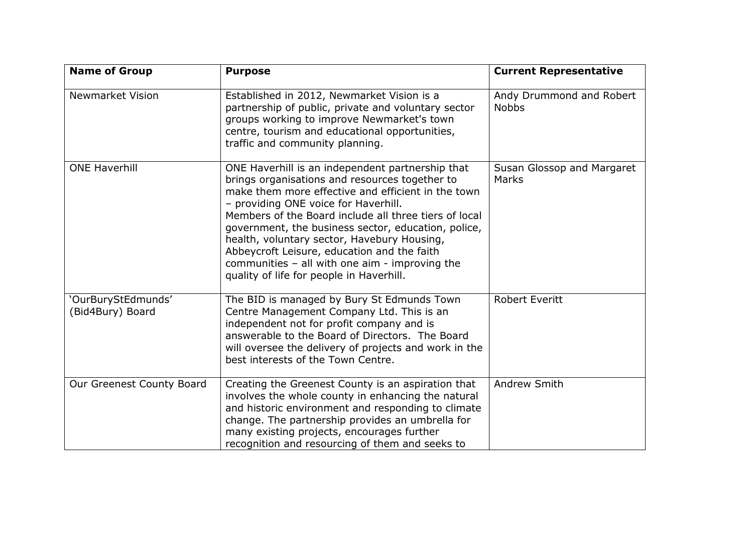| Name of Group | Purpose | Current Representative |
|---|---|---|
| Newmarket Vision | Established in 2012, Newmarket Vision is a partnership of public, private and voluntary sector groups working to improve Newmarket's town centre, tourism and educational opportunities, traffic and community planning. | Andy Drummond and Robert Nobbs |
| ONE Haverhill | ONE Haverhill is an independent partnership that brings organisations and resources together to make them more effective and efficient in the town – providing ONE voice for Haverhill. Members of the Board include all three tiers of local government, the business sector, education, police, health, voluntary sector, Havebury Housing, Abbeycroft Leisure, education and the faith communities – all with one aim - improving the quality of life for people in Haverhill. | Susan Glossop and Margaret Marks |
| 'OurBuryStEdmunds' (Bid4Bury) Board | The BID is managed by Bury St Edmunds Town Centre Management Company Ltd. This is an independent not for profit company and is answerable to the Board of Directors. The Board will oversee the delivery of projects and work in the best interests of the Town Centre. | Robert Everitt |
| Our Greenest County Board | Creating the Greenest County is an aspiration that involves the whole county in enhancing the natural and historic environment and responding to climate change. The partnership provides an umbrella for many existing projects, encourages further recognition and resourcing of them and seeks to | Andrew Smith |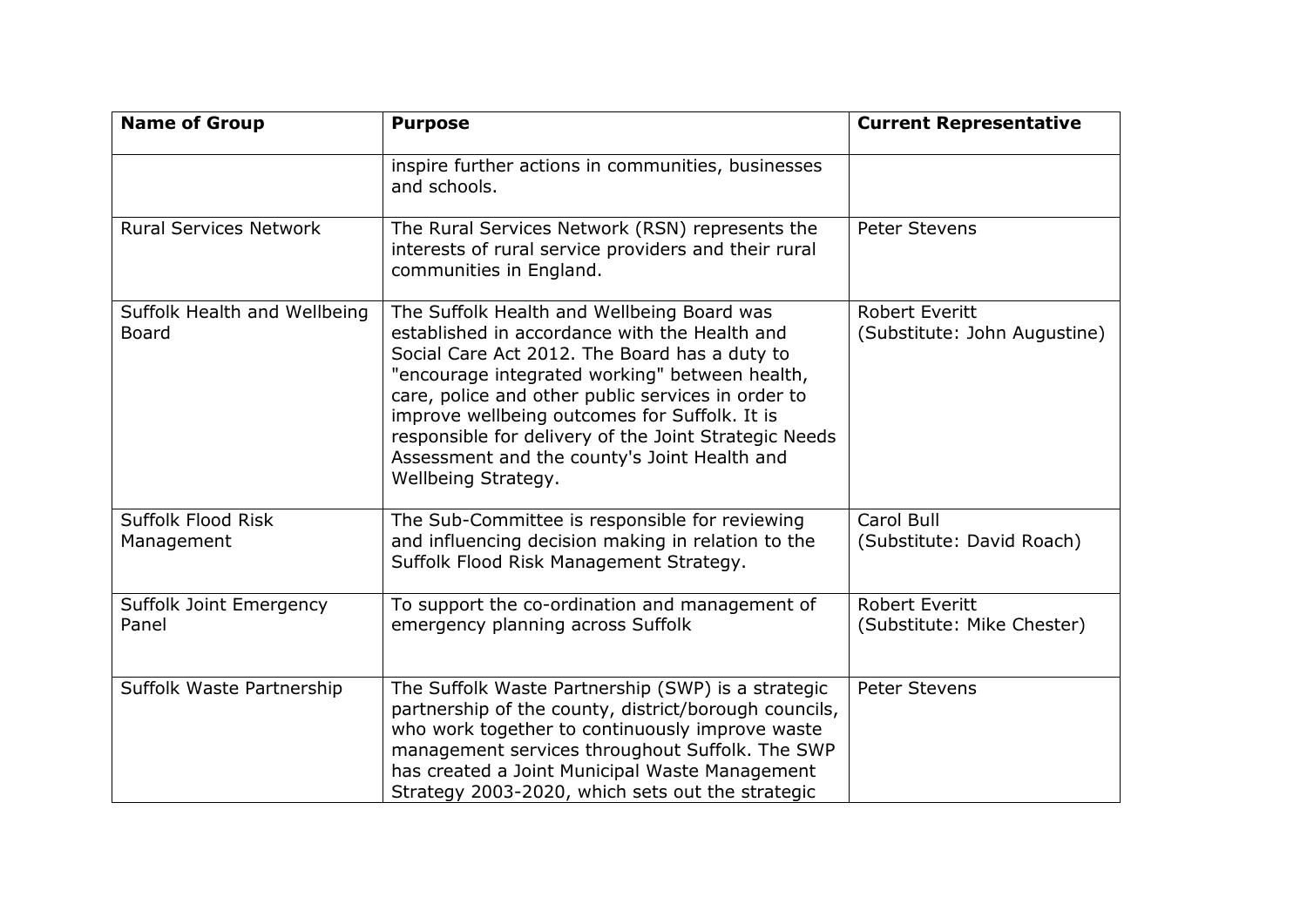| Name of Group | Purpose | Current Representative |
|---|---|---|
| | inspire further actions in communities, businesses and schools. | |
| Rural Services Network | The Rural Services Network (RSN) represents the interests of rural service providers and their rural communities in England. | Peter Stevens |
| Suffolk Health and Wellbeing Board | The Suffolk Health and Wellbeing Board was established in accordance with the Health and Social Care Act 2012. The Board has a duty to "encourage integrated working" between health, care, police and other public services in order to improve wellbeing outcomes for Suffolk. It is responsible for delivery of the Joint Strategic Needs Assessment and the county's Joint Health and Wellbeing Strategy. | Robert Everitt (Substitute: John Augustine) |
| Suffolk Flood Risk Management | The Sub-Committee is responsible for reviewing and influencing decision making in relation to the Suffolk Flood Risk Management Strategy. | Carol Bull (Substitute: David Roach) |
| Suffolk Joint Emergency Panel | To support the co-ordination and management of emergency planning across Suffolk | Robert Everitt (Substitute: Mike Chester) |
| Suffolk Waste Partnership | The Suffolk Waste Partnership (SWP) is a strategic partnership of the county, district/borough councils, who work together to continuously improve waste management services throughout Suffolk. The SWP has created a Joint Municipal Waste Management Strategy 2003-2020, which sets out the strategic | Peter Stevens |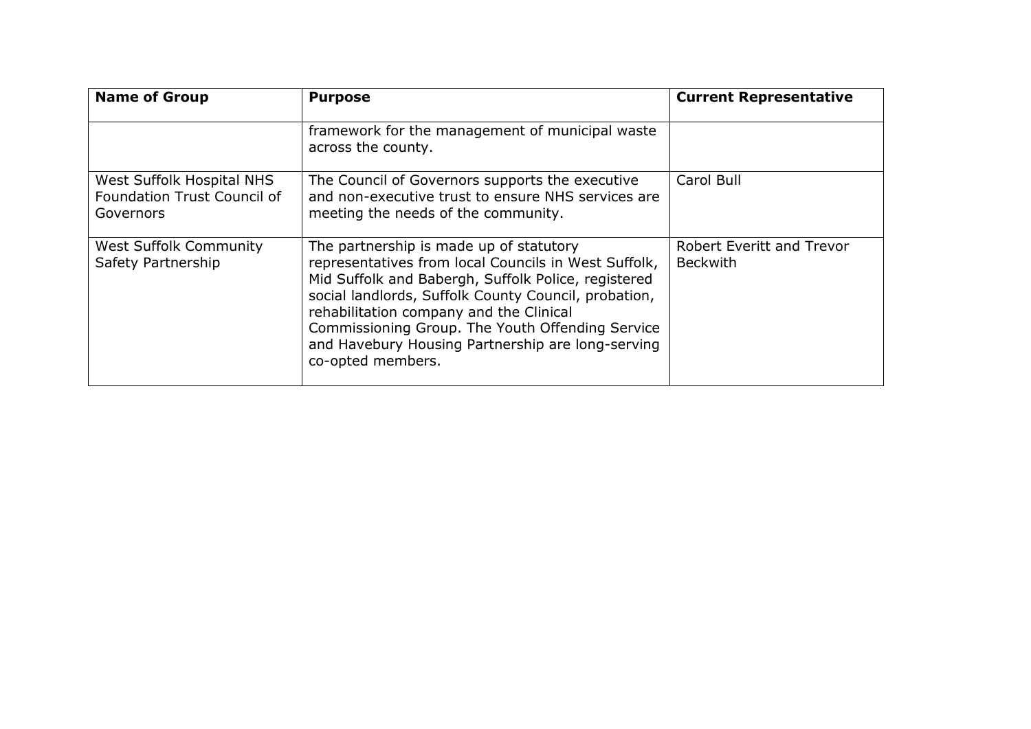| Name of Group | Purpose | Current Representative |
|---|---|---|
| | framework for the management of municipal waste across the county. | |
| West Suffolk Hospital NHS Foundation Trust Council of Governors | The Council of Governors supports the executive and non-executive trust to ensure NHS services are meeting the needs of the community. | Carol Bull |
| West Suffolk Community Safety Partnership | The partnership is made up of statutory representatives from local Councils in West Suffolk, Mid Suffolk and Babergh, Suffolk Police, registered social landlords, Suffolk County Council, probation, rehabilitation company and the Clinical Commissioning Group. The Youth Offending Service and Havebury Housing Partnership are long-serving co-opted members. | Robert Everitt and Trevor Beckwith |